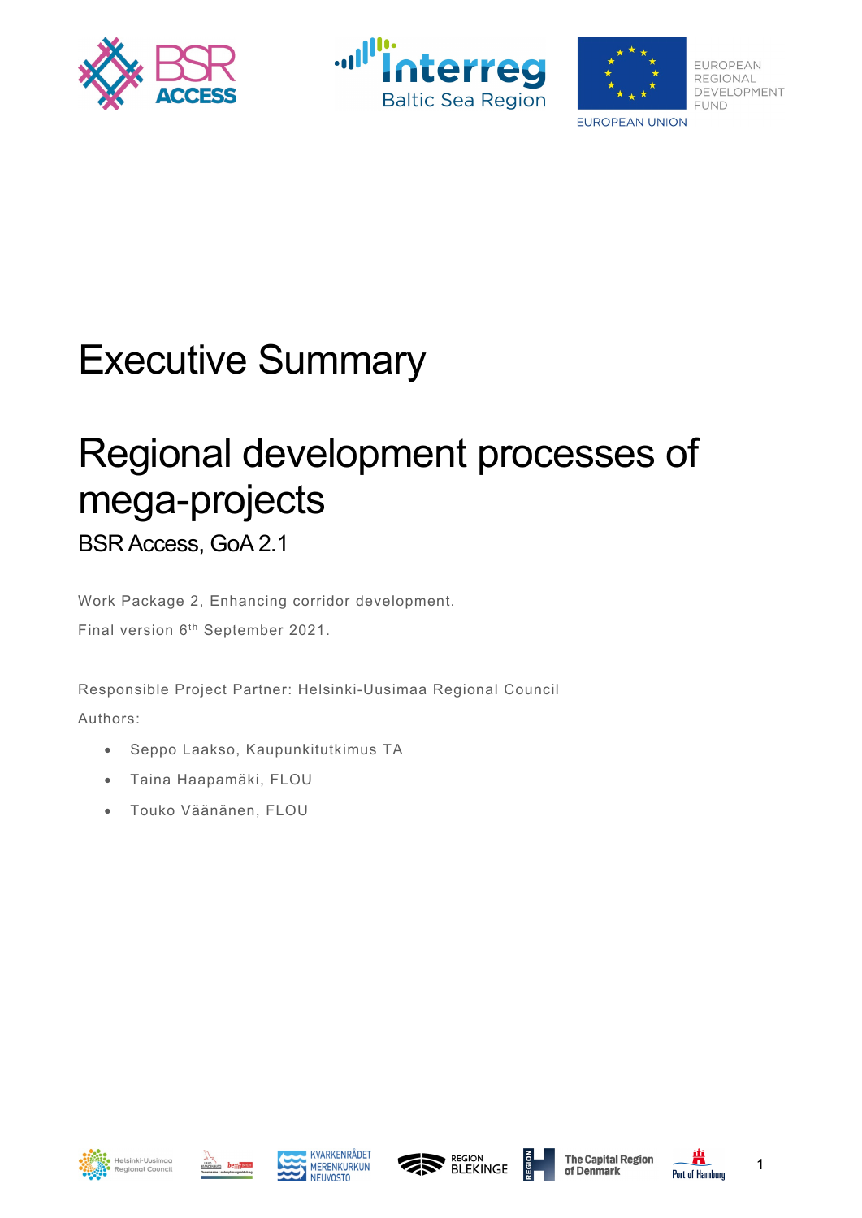# Executive Summary

# Regional development processes of mega-projects

## BSR Access, GoA 2.1

Work Package 2, Enhancing corridor development.

Final version 6th September 2021.

Responsible Project Partner: Helsinki-Uusimaa Regional Council

Authors:

- Seppo Laakso, Kaupunkitutkimus TA
- Taina Haapamäki, FLOU
- Touko Väänänen, FLOU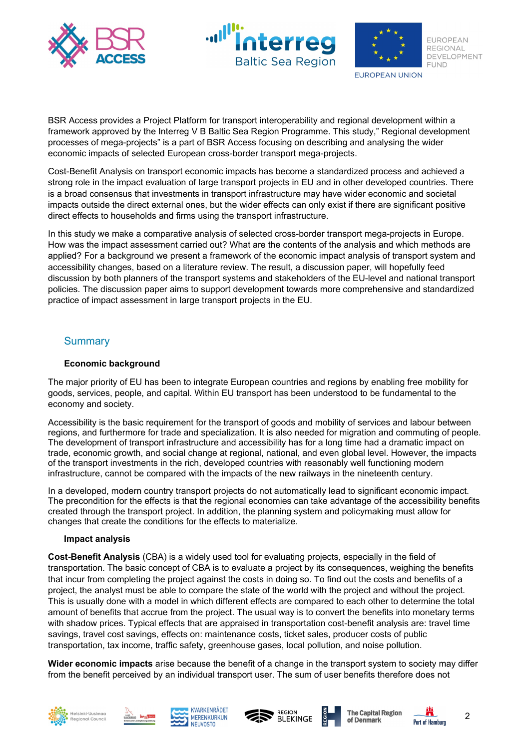BSR Access provides a Project Platform for transport interoperability and regional development within a framework approved by the Interreg V B Baltic Sea Region Programme. This study," Regional development processes of mega-projects" is a part of BSR Access focusing on describing and analysing the wider economic impacts of selected European cross-border transport mega-projects.

Cost-Benefit Analysis on transport economic impacts has become a standardized process and achieved a strong role in the impact evaluation of large transport projects in EU and in other developed countries. There is a broad consensus that investments in transport infrastructure may have wider economic and societal impacts outside the direct external ones, but the wider effects can only exist if there are significant positive direct effects to households and firms using the transport infrastructure.

In this study we make a comparative analysis of selected cross-border transport mega-projects in Europe. How was the impact assessment carried out? What are the contents of the analysis and which methods are applied? For a background we present a framework of the economic impact analysis of transport system and accessibility changes, based on a literature review. The result, a discussion paper, will hopefully feed discussion by both planners of the transport systems and stakeholders of the EU-level and national transport policies. The discussion paper aims to support development towards more comprehensive and standardized practice of impact assessment in large transport projects in the EU.

## Summary

### Economic background

The major priority of EU has been to integrate European countries and regions by enabling free mobility for goods, services, people, and capital. Within EU transport has been understood to be fundamental to the economy and society.

Accessibility is the basic requirement for the transport of goods and mobility of services and labour between regions, and furthermore for trade and specialization. It is also needed for migration and commuting of people. The development of transport infrastructure and accessibility has for a long time had a dramatic impact on trade, economic growth, and social change at regional, national, and even global level. However, the impacts of the transport investments in the rich, developed countries with reasonably well functioning modern infrastructure, cannot be compared with the impacts of the new railways in the nineteenth century.

In a developed, modern country transport projects do not automatically lead to significant economic impact. The precondition for the effects is that the regional economies can take advantage of the accessibility benefits created through the transport project. In addition, the planning system and policymaking must allow for changes that create the conditions for the effects to materialize.

### Impact analysis

**Cost-Benefit Analysis** (CBA) is a widely used tool for evaluating projects, especially in the field of transportation. The basic concept of CBA is to evaluate a project by its consequences, weighing the benefits that incur from completing the project against the costs in doing so. To find out the costs and benefits of a project, the analyst must be able to compare the state of the world with the project and without the project. This is usually done with a model in which different effects are compared to each other to determine the total amount of benefits that accrue from the project. The usual way is to convert the benefits into monetary terms with shadow prices. Typical effects that are appraised in transportation cost-benefit analysis are: travel time savings, travel cost savings, effects on: maintenance costs, ticket sales, producer costs of public transportation, tax income, traffic safety, greenhouse gases, local pollution, and noise pollution.

**Wider economic impacts** arise because the benefit of a change in the transport system to society may differ from the benefit perceived by an individual transport user. The sum of user benefits therefore does not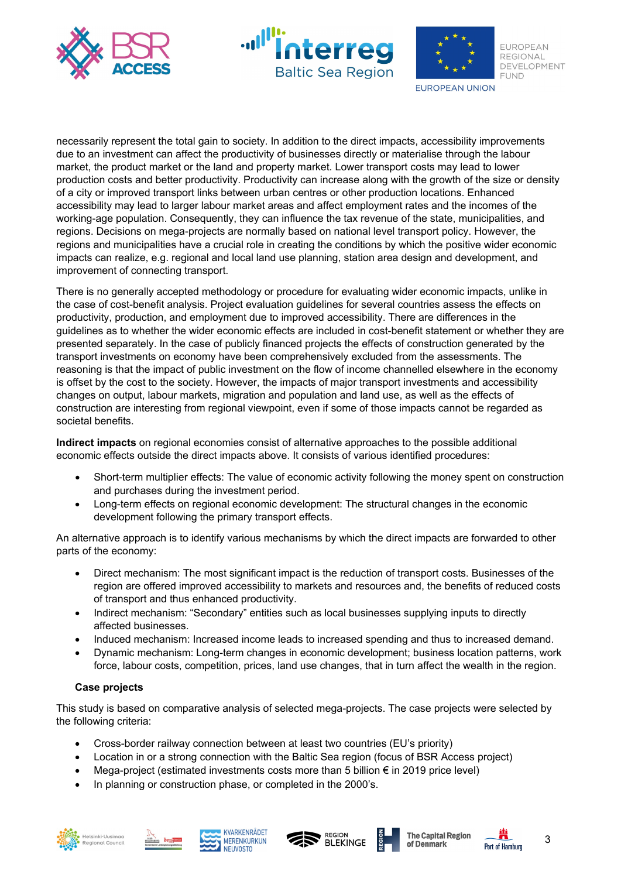necessarily represent the total gain to society. In addition to the direct impacts, accessibility improvements due to an investment can affect the productivity of businesses directly or materialise through the labour market, the product market or the land and property market. Lower transport costs may lead to lower production costs and better productivity. Productivity can increase along with the growth of the size or density of a city or improved transport links between urban centres or other production locations. Enhanced accessibility may lead to larger labour market areas and affect employment rates and the incomes of the working-age population. Consequently, they can influence the tax revenue of the state, municipalities, and regions. Decisions on mega-projects are normally based on national level transport policy. However, the regions and municipalities have a crucial role in creating the conditions by which the positive wider economic impacts can realize, e.g. regional and local land use planning, station area design and development, and improvement of connecting transport.

There is no generally accepted methodology or procedure for evaluating wider economic impacts, unlike in the case of cost-benefit analysis. Project evaluation guidelines for several countries assess the effects on productivity, production, and employment due to improved accessibility. There are differences in the guidelines as to whether the wider economic effects are included in cost-benefit statement or whether they are presented separately. In the case of publicly financed projects the effects of construction generated by the transport investments on economy have been comprehensively excluded from the assessments. The reasoning is that the impact of public investment on the flow of income channelled elsewhere in the economy is offset by the cost to the society. However, the impacts of major transport investments and accessibility changes on output, labour markets, migration and population and land use, as well as the effects of construction are interesting from regional viewpoint, even if some of those impacts cannot be regarded as societal benefits.

**Indirect impacts** on regional economies consist of alternative approaches to the possible additional economic effects outside the direct impacts above. It consists of various identified procedures:

- Short-term multiplier effects: The value of economic activity following the money spent on construction and purchases during the investment period.
- Long-term effects on regional economic development: The structural changes in the economic development following the primary transport effects.

An alternative approach is to identify various mechanisms by which the direct impacts are forwarded to other parts of the economy:

- Direct mechanism: The most significant impact is the reduction of transport costs. Businesses of the region are offered improved accessibility to markets and resources and, the benefits of reduced costs of transport and thus enhanced productivity.
- Indirect mechanism: "Secondary" entities such as local businesses supplying inputs to directly affected businesses.
- Induced mechanism: Increased income leads to increased spending and thus to increased demand.
- Dynamic mechanism: Long-term changes in economic development; business location patterns, work force, labour costs, competition, prices, land use changes, that in turn affect the wealth in the region.

### Case projects

This study is based on comparative analysis of selected mega-projects. The case projects were selected by the following criteria:

- Cross-border railway connection between at least two countries (EU's priority)
- Location in or a strong connection with the Baltic Sea region (focus of BSR Access project)
- Mega-project (estimated investments costs more than 5 billion € in 2019 price level)
- In planning or construction phase, or completed in the 2000's.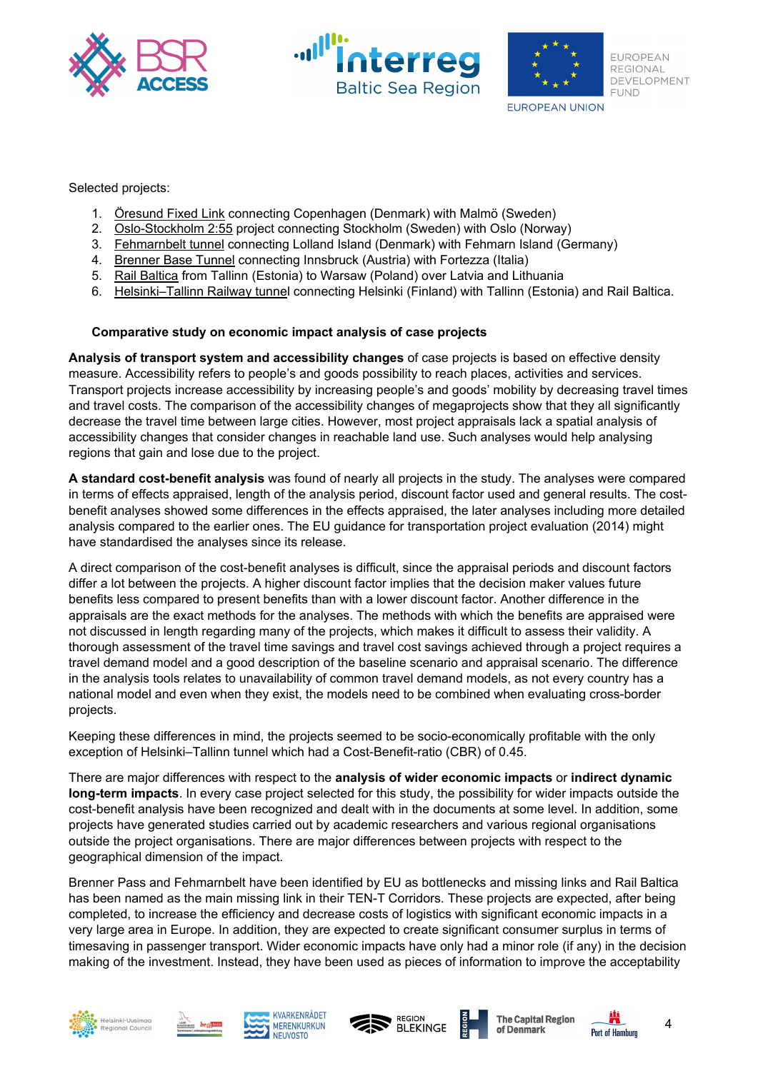Selected projects:

1. Öresund Fixed Link connecting Copenhagen (Denmark) with Malmö (Sweden)
2. Oslo-Stockholm 2:55 project connecting Stockholm (Sweden) with Oslo (Norway)
3. Fehmarnbelt tunnel connecting Lolland Island (Denmark) with Fehmarn Island (Germany)
4. Brenner Base Tunnel connecting Innsbruck (Austria) with Fortezza (Italia)
5. Rail Baltica from Tallinn (Estonia) to Warsaw (Poland) over Latvia and Lithuania
6. Helsinki–Tallinn Railway tunnel connecting Helsinki (Finland) with Tallinn (Estonia) and Rail Baltica.

### Comparative study on economic impact analysis of case projects

**Analysis of transport system and accessibility changes** of case projects is based on effective density measure. Accessibility refers to people's and goods possibility to reach places, activities and services. Transport projects increase accessibility by increasing people's and goods' mobility by decreasing travel times and travel costs. The comparison of the accessibility changes of megaprojects show that they all significantly decrease the travel time between large cities. However, most project appraisals lack a spatial analysis of accessibility changes that consider changes in reachable land use. Such analyses would help analysing regions that gain and lose due to the project.

**A standard cost-benefit analysis** was found of nearly all projects in the study. The analyses were compared in terms of effects appraised, length of the analysis period, discount factor used and general results. The cost-benefit analyses showed some differences in the effects appraised, the later analyses including more detailed analysis compared to the earlier ones. The EU guidance for transportation project evaluation (2014) might have standardised the analyses since its release.

A direct comparison of the cost-benefit analyses is difficult, since the appraisal periods and discount factors differ a lot between the projects. A higher discount factor implies that the decision maker values future benefits less compared to present benefits than with a lower discount factor. Another difference in the appraisals are the exact methods for the analyses. The methods with which the benefits are appraised were not discussed in length regarding many of the projects, which makes it difficult to assess their validity. A thorough assessment of the travel time savings and travel cost savings achieved through a project requires a travel demand model and a good description of the baseline scenario and appraisal scenario. The difference in the analysis tools relates to unavailability of common travel demand models, as not every country has a national model and even when they exist, the models need to be combined when evaluating cross-border projects.

Keeping these differences in mind, the projects seemed to be socio-economically profitable with the only exception of Helsinki–Tallinn tunnel which had a Cost-Benefit-ratio (CBR) of 0.45.

There are major differences with respect to the **analysis of wider economic impacts** or **indirect dynamic long-term impacts**. In every case project selected for this study, the possibility for wider impacts outside the cost-benefit analysis have been recognized and dealt with in the documents at some level. In addition, some projects have generated studies carried out by academic researchers and various regional organisations outside the project organisations. There are major differences between projects with respect to the geographical dimension of the impact.

Brenner Pass and Fehmarnbelt have been identified by EU as bottlenecks and missing links and Rail Baltica has been named as the main missing link in their TEN-T Corridors. These projects are expected, after being completed, to increase the efficiency and decrease costs of logistics with significant economic impacts in a very large area in Europe. In addition, they are expected to create significant consumer surplus in terms of timesaving in passenger transport. Wider economic impacts have only had a minor role (if any) in the decision making of the investment. Instead, they have been used as pieces of information to improve the acceptability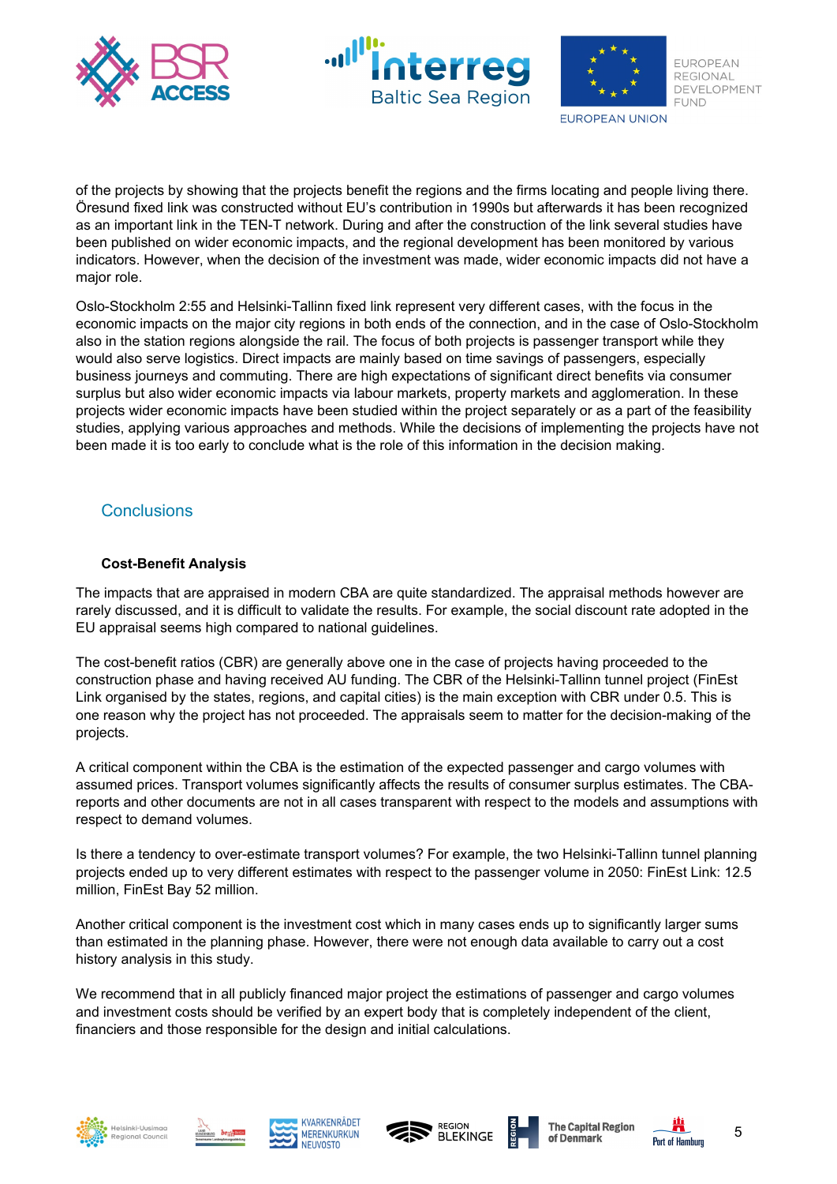of the projects by showing that the projects benefit the regions and the firms locating and people living there. Öresund fixed link was constructed without EU's contribution in 1990s but afterwards it has been recognized as an important link in the TEN-T network. During and after the construction of the link several studies have been published on wider economic impacts, and the regional development has been monitored by various indicators. However, when the decision of the investment was made, wider economic impacts did not have a major role.

Oslo-Stockholm 2:55 and Helsinki-Tallinn fixed link represent very different cases, with the focus in the economic impacts on the major city regions in both ends of the connection, and in the case of Oslo-Stockholm also in the station regions alongside the rail. The focus of both projects is passenger transport while they would also serve logistics. Direct impacts are mainly based on time savings of passengers, especially business journeys and commuting. There are high expectations of significant direct benefits via consumer surplus but also wider economic impacts via labour markets, property markets and agglomeration. In these projects wider economic impacts have been studied within the project separately or as a part of the feasibility studies, applying various approaches and methods. While the decisions of implementing the projects have not been made it is too early to conclude what is the role of this information in the decision making.

## Conclusions

### Cost-Benefit Analysis

The impacts that are appraised in modern CBA are quite standardized. The appraisal methods however are rarely discussed, and it is difficult to validate the results. For example, the social discount rate adopted in the EU appraisal seems high compared to national guidelines.

The cost-benefit ratios (CBR) are generally above one in the case of projects having proceeded to the construction phase and having received AU funding. The CBR of the Helsinki-Tallinn tunnel project (FinEst Link organised by the states, regions, and capital cities) is the main exception with CBR under 0.5. This is one reason why the project has not proceeded. The appraisals seem to matter for the decision-making of the projects.

A critical component within the CBA is the estimation of the expected passenger and cargo volumes with assumed prices. Transport volumes significantly affects the results of consumer surplus estimates. The CBA-reports and other documents are not in all cases transparent with respect to the models and assumptions with respect to demand volumes.

Is there a tendency to over-estimate transport volumes? For example, the two Helsinki-Tallinn tunnel planning projects ended up to very different estimates with respect to the passenger volume in 2050: FinEst Link: 12.5 million, FinEst Bay 52 million.

Another critical component is the investment cost which in many cases ends up to significantly larger sums than estimated in the planning phase. However, there were not enough data available to carry out a cost history analysis in this study.

We recommend that in all publicly financed major project the estimations of passenger and cargo volumes and investment costs should be verified by an expert body that is completely independent of the client, financiers and those responsible for the design and initial calculations.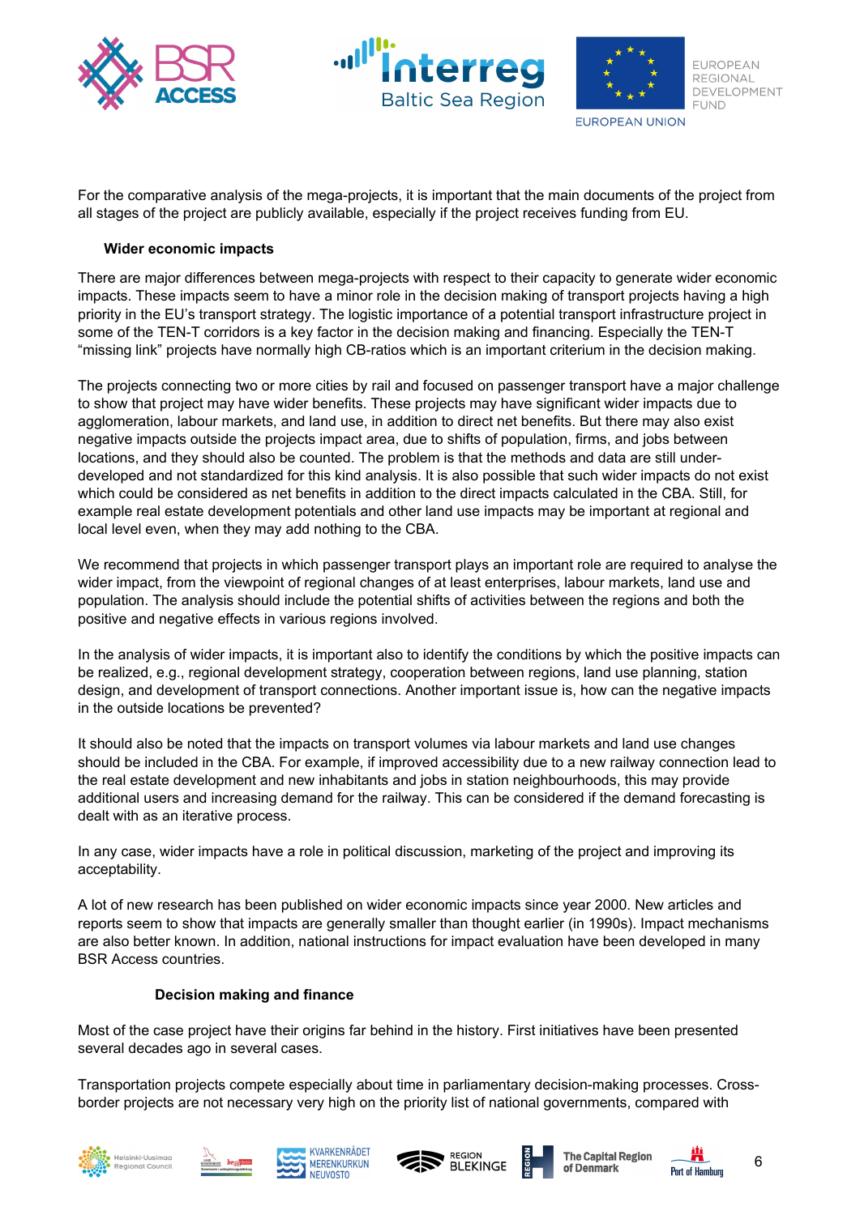For the comparative analysis of the mega-projects, it is important that the main documents of the project from all stages of the project are publicly available, especially if the project receives funding from EU.

### Wider economic impacts

There are major differences between mega-projects with respect to their capacity to generate wider economic impacts. These impacts seem to have a minor role in the decision making of transport projects having a high priority in the EU's transport strategy. The logistic importance of a potential transport infrastructure project in some of the TEN-T corridors is a key factor in the decision making and financing. Especially the TEN-T "missing link" projects have normally high CB-ratios which is an important criterium in the decision making.

The projects connecting two or more cities by rail and focused on passenger transport have a major challenge to show that project may have wider benefits. These projects may have significant wider impacts due to agglomeration, labour markets, and land use, in addition to direct net benefits. But there may also exist negative impacts outside the projects impact area, due to shifts of population, firms, and jobs between locations, and they should also be counted. The problem is that the methods and data are still under-developed and not standardized for this kind analysis. It is also possible that such wider impacts do not exist which could be considered as net benefits in addition to the direct impacts calculated in the CBA. Still, for example real estate development potentials and other land use impacts may be important at regional and local level even, when they may add nothing to the CBA.

We recommend that projects in which passenger transport plays an important role are required to analyse the wider impact, from the viewpoint of regional changes of at least enterprises, labour markets, land use and population. The analysis should include the potential shifts of activities between the regions and both the positive and negative effects in various regions involved.

In the analysis of wider impacts, it is important also to identify the conditions by which the positive impacts can be realized, e.g., regional development strategy, cooperation between regions, land use planning, station design, and development of transport connections. Another important issue is, how can the negative impacts in the outside locations be prevented?

It should also be noted that the impacts on transport volumes via labour markets and land use changes should be included in the CBA. For example, if improved accessibility due to a new railway connection lead to the real estate development and new inhabitants and jobs in station neighbourhoods, this may provide additional users and increasing demand for the railway. This can be considered if the demand forecasting is dealt with as an iterative process.

In any case, wider impacts have a role in political discussion, marketing of the project and improving its acceptability.

A lot of new research has been published on wider economic impacts since year 2000. New articles and reports seem to show that impacts are generally smaller than thought earlier (in 1990s). Impact mechanisms are also better known. In addition, national instructions for impact evaluation have been developed in many BSR Access countries.

### Decision making and finance

Most of the case project have their origins far behind in the history. First initiatives have been presented several decades ago in several cases.

Transportation projects compete especially about time in parliamentary decision-making processes. Cross-border projects are not necessary very high on the priority list of national governments, compared with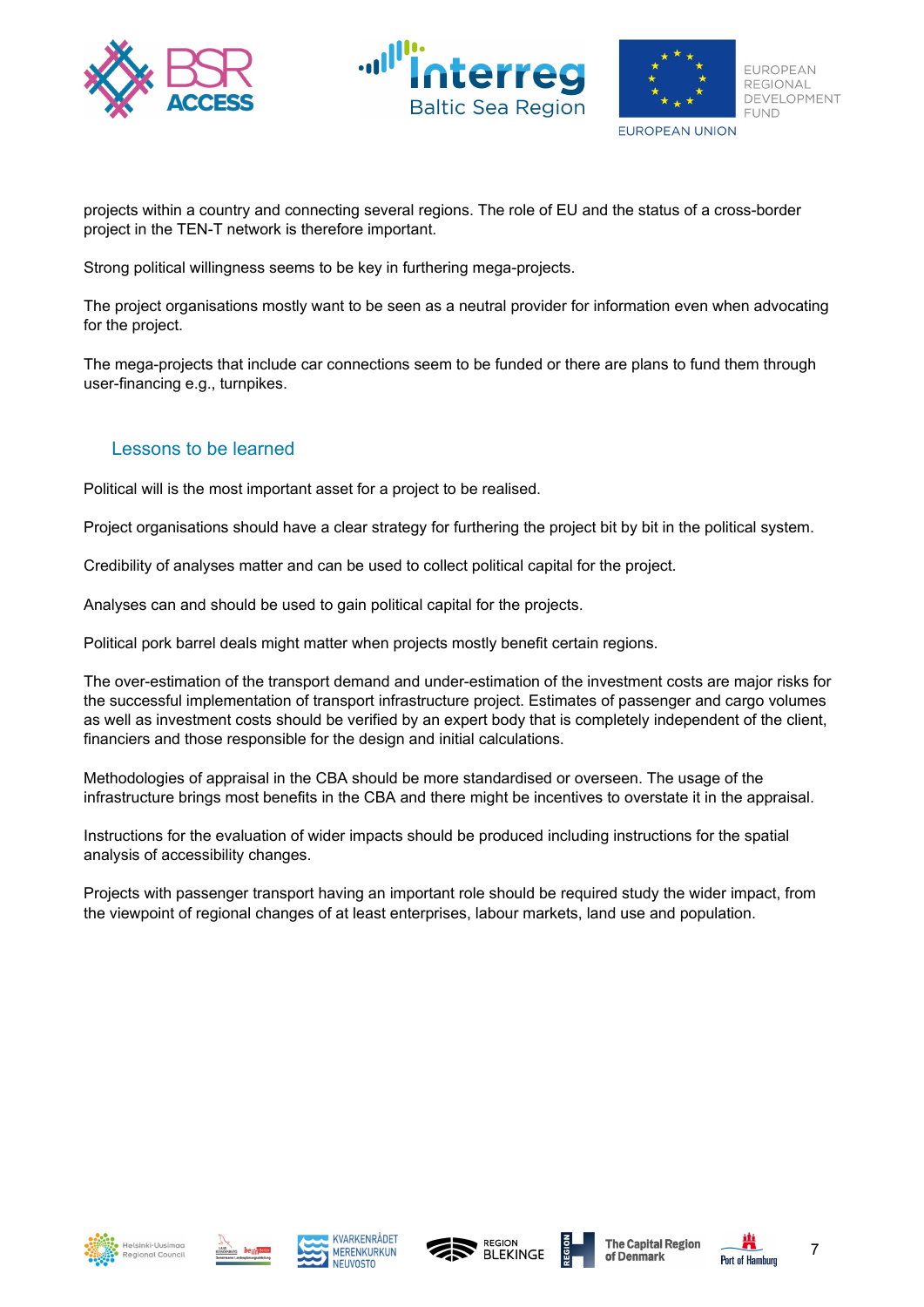projects within a country and connecting several regions. The role of EU and the status of a cross-border project in the TEN-T network is therefore important.

Strong political willingness seems to be key in furthering mega-projects.

The project organisations mostly want to be seen as a neutral provider for information even when advocating for the project.

The mega-projects that include car connections seem to be funded or there are plans to fund them through user-financing e.g., turnpikes.

## Lessons to be learned

Political will is the most important asset for a project to be realised.

Project organisations should have a clear strategy for furthering the project bit by bit in the political system.

Credibility of analyses matter and can be used to collect political capital for the project.

Analyses can and should be used to gain political capital for the projects.

Political pork barrel deals might matter when projects mostly benefit certain regions.

The over-estimation of the transport demand and under-estimation of the investment costs are major risks for the successful implementation of transport infrastructure project. Estimates of passenger and cargo volumes as well as investment costs should be verified by an expert body that is completely independent of the client, financiers and those responsible for the design and initial calculations.

Methodologies of appraisal in the CBA should be more standardised or overseen. The usage of the infrastructure brings most benefits in the CBA and there might be incentives to overstate it in the appraisal.

Instructions for the evaluation of wider impacts should be produced including instructions for the spatial analysis of accessibility changes.

Projects with passenger transport having an important role should be required study the wider impact, from the viewpoint of regional changes of at least enterprises, labour markets, land use and population.